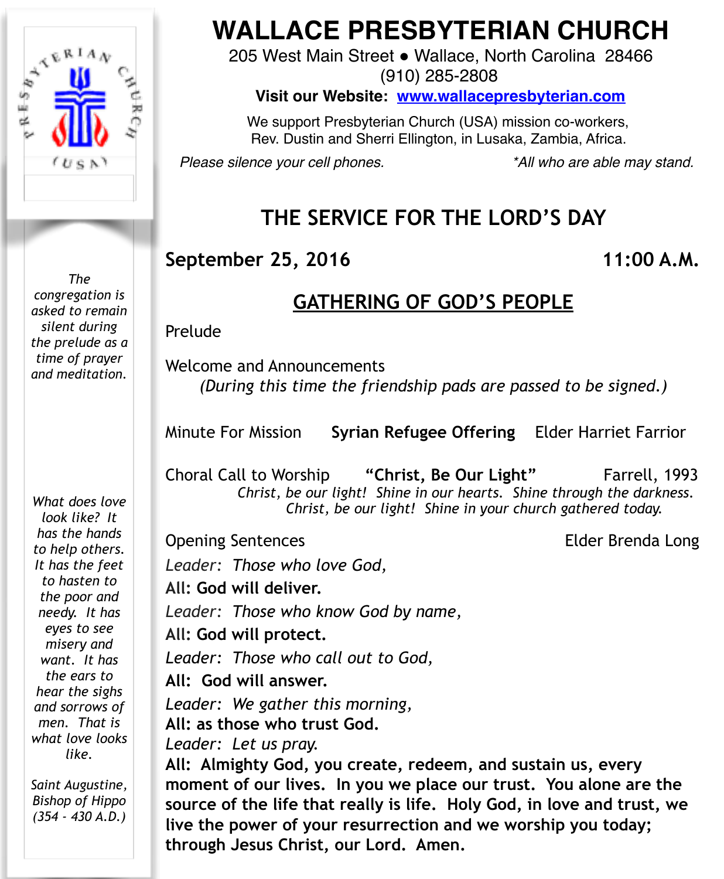# WALLACE PRESBYTERIAN CHURCH

205 West Main Street • Wallace, North Carolina 28466
(910) 285-2808

**Visit our Website: www.wallacepresbyterian.com**

We support Presbyterian Church (USA) mission co-workers,
Rev. Dustin and Sherri Ellington, in Lusaka, Zambia, Africa.

*Please silence your cell phones.* *\*All who are able may stand.*

## THE SERVICE FOR THE LORD'S DAY

**September 25, 2016** **11:00 A.M.**

### GATHERING OF GOD'S PEOPLE

Prelude

*The congregation is asked to remain silent during the prelude as a time of prayer and meditation.*

Welcome and Announcements

*(During this time the friendship pads are passed to be signed.)*

Minute For Mission **Syrian Refugee Offering** Elder Harriet Farrior

Choral Call to Worship **"Christ, Be Our Light"** Farrell, 1993

*Christ, be our light! Shine in our hearts. Shine through the darkness.*
*Christ, be our light! Shine in your church gathered today.*

Opening Sentences Elder Brenda Long

*Leader: Those who love God,*
**All: God will deliver.**
*Leader: Those who know God by name,*
**All: God will protect.**
*Leader: Those who call out to God,*
**All: God will answer.**
*Leader: We gather this morning,*
**All: as those who trust God.**
*Leader: Let us pray.*
**All: Almighty God, you create, redeem, and sustain us, every moment of our lives. In you we place our trust. You alone are the source of the life that really is life. Holy God, in love and trust, we live the power of your resurrection and we worship you today; through Jesus Christ, our Lord. Amen.**

*What does love look like? It has the hands to help others. It has the feet to hasten to the poor and needy. It has eyes to see misery and want. It has the ears to hear the sighs and sorrows of men. That is what love looks like.*

*Saint Augustine, Bishop of Hippo (354 - 430 A.D.)*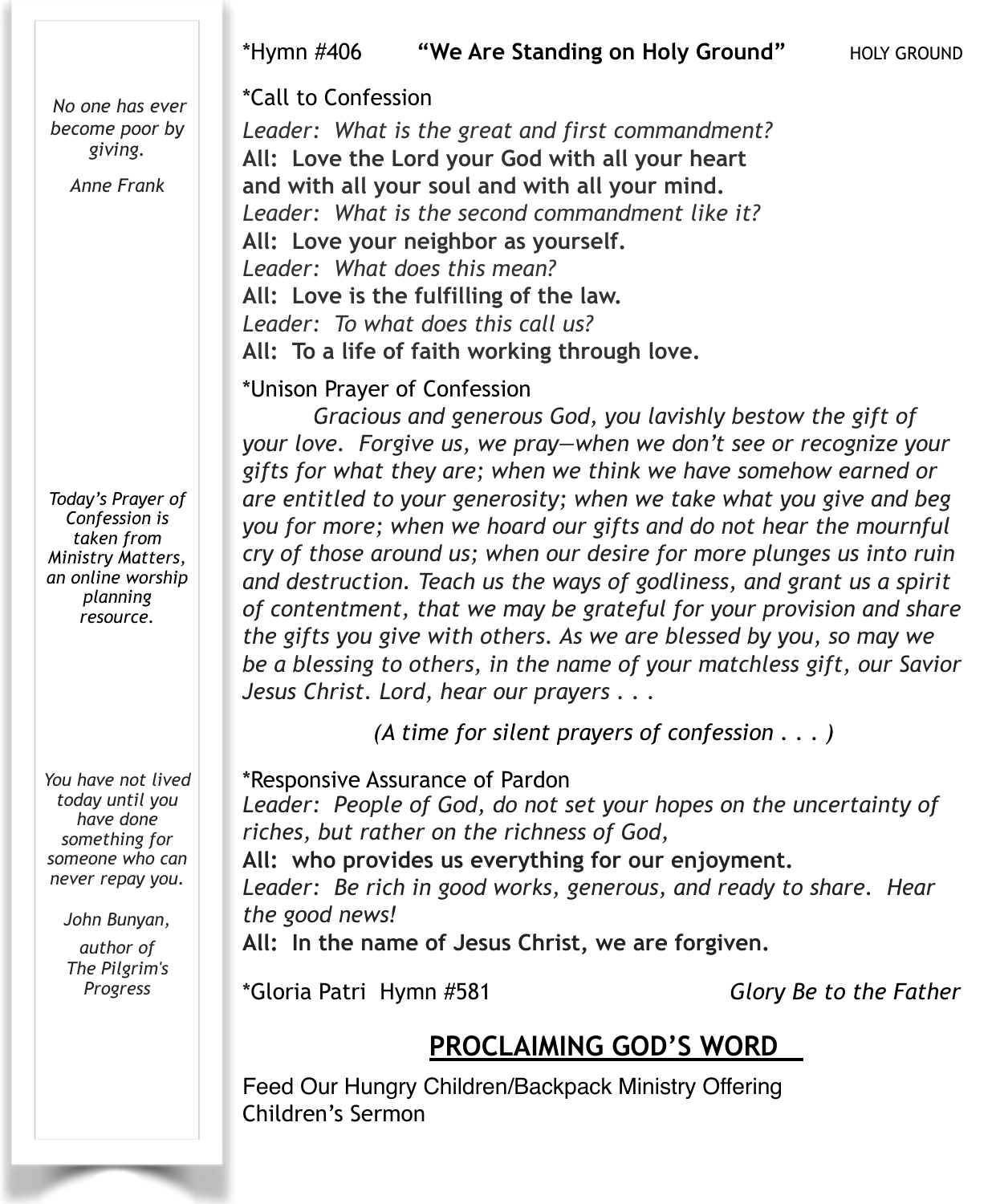*Hymn #406 **"We Are Standing on Holy Ground"** HOLY GROUND

*Call to Confession

*Leader: What is the great and first commandment?*
**All: Love the Lord your God with all your heart and with all your soul and with all your mind.**
*Leader: What is the second commandment like it?*
**All: Love your neighbor as yourself.**
*Leader: What does this mean?*
**All: Love is the fulfilling of the law.**
*Leader: To what does this call us?*
**All: To a life of faith working through love.**

*Unison Prayer of Confession

*Gracious and generous God, you lavishly bestow the gift of your love. Forgive us, we pray—when we don't see or recognize your gifts for what they are; when we think we have somehow earned or are entitled to your generosity; when we take what you give and beg you for more; when we hoard our gifts and do not hear the mournful cry of those around us; when our desire for more plunges us into ruin and destruction. Teach us the ways of godliness, and grant us a spirit of contentment, that we may be grateful for your provision and share the gifts you give with others. As we are blessed by you, so may we be a blessing to others, in the name of your matchless gift, our Savior Jesus Christ. Lord, hear our prayers . . .*

*(A time for silent prayers of confession . . . )*

*Responsive Assurance of Pardon

*Leader: People of God, do not set your hopes on the uncertainty of riches, but rather on the richness of God,*
**All: who provides us everything for our enjoyment.**
*Leader: Be rich in good works, generous, and ready to share. Hear the good news!*
**All: In the name of Jesus Christ, we are forgiven.**

*Gloria Patri Hymn #581 *Glory Be to the Father*

## PROCLAIMING GOD'S WORD

Feed Our Hungry Children/Backpack Ministry Offering
Children's Sermon

*No one has ever become poor by giving.*

*Anne Frank*

*Today's Prayer of Confession is taken from Ministry Matters, an online worship planning resource.*

*You have not lived today until you have done something for someone who can never repay you.*

*John Bunyan, author of The Pilgrim's Progress*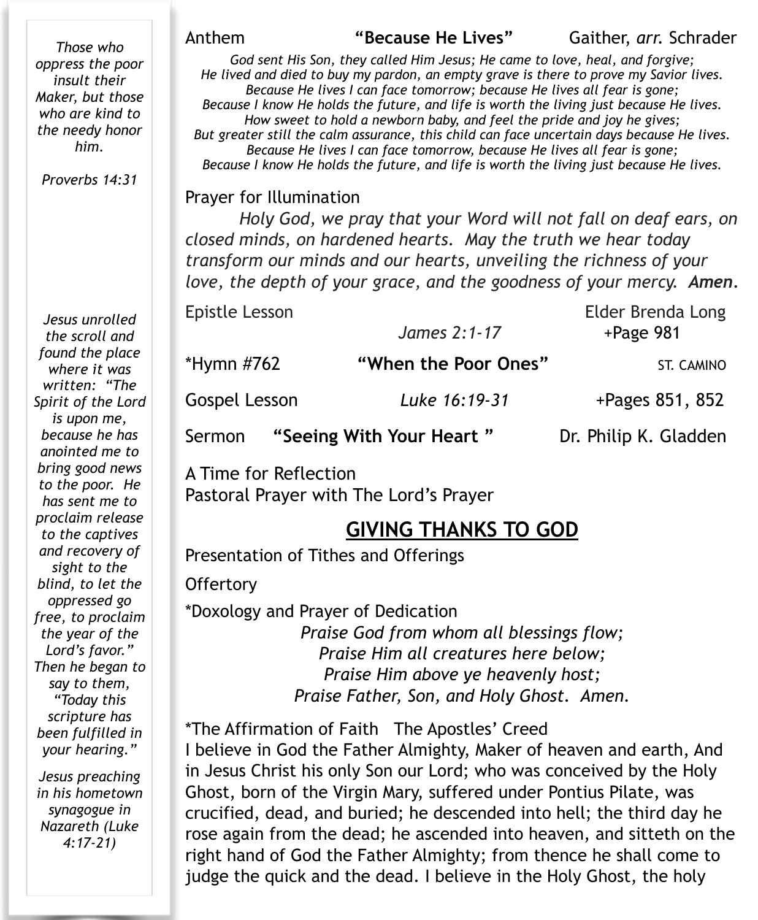*Those who oppress the poor insult their Maker, but those who are kind to the needy honor him.*

*Proverbs 14:31*

*Jesus unrolled the scroll and found the place where it was written: "The Spirit of the Lord is upon me, because he has anointed me to bring good news to the poor. He has sent me to proclaim release to the captives and recovery of sight to the blind, to let the oppressed go free, to proclaim the year of the Lord's favor." Then he began to say to them, "Today this scripture has been fulfilled in your hearing."*

*Jesus preaching in his hometown synagogue in Nazareth (Luke 4:17-21)*

Anthem **"Because He Lives"** Gaither, *arr.* Schrader

*God sent His Son, they called Him Jesus; He came to love, heal, and forgive;*
*He lived and died to buy my pardon, an empty grave is there to prove my Savior lives.*
*Because He lives I can face tomorrow; because He lives all fear is gone;*
*Because I know He holds the future, and life is worth the living just because He lives.*
*How sweet to hold a newborn baby, and feel the pride and joy he gives;*
*But greater still the calm assurance, this child can face uncertain days because He lives.*
*Because He lives I can face tomorrow, because He lives all fear is gone;*
*Because I know He holds the future, and life is worth the living just because He lives.*

Prayer for Illumination

*Holy God, we pray that your Word will not fall on deaf ears, on closed minds, on hardened hearts. May the truth we hear today transform our minds and our hearts, unveiling the richness of your love, the depth of your grace, and the goodness of your mercy.* ***Amen.***

Epistle Lesson Elder Brenda Long
*James 2:1-17* +Page 981

*Hymn #762 **"When the Poor Ones"** ST. CAMINO

Gospel Lesson *Luke 16:19-31* +Pages 851, 852

Sermon **"Seeing With Your Heart "** Dr. Philip K. Gladden

A Time for Reflection
Pastoral Prayer with The Lord's Prayer

## GIVING THANKS TO GOD

Presentation of Tithes and Offerings

Offertory

*Doxology and Prayer of Dedication

*Praise God from whom all blessings flow;*
*Praise Him all creatures here below;*
*Praise Him above ye heavenly host;*
*Praise Father, Son, and Holy Ghost. Amen.*

*The Affirmation of Faith The Apostles' Creed
I believe in God the Father Almighty, Maker of heaven and earth, And in Jesus Christ his only Son our Lord; who was conceived by the Holy Ghost, born of the Virgin Mary, suffered under Pontius Pilate, was crucified, dead, and buried; he descended into hell; the third day he rose again from the dead; he ascended into heaven, and sitteth on the right hand of God the Father Almighty; from thence he shall come to judge the quick and the dead. I believe in the Holy Ghost, the holy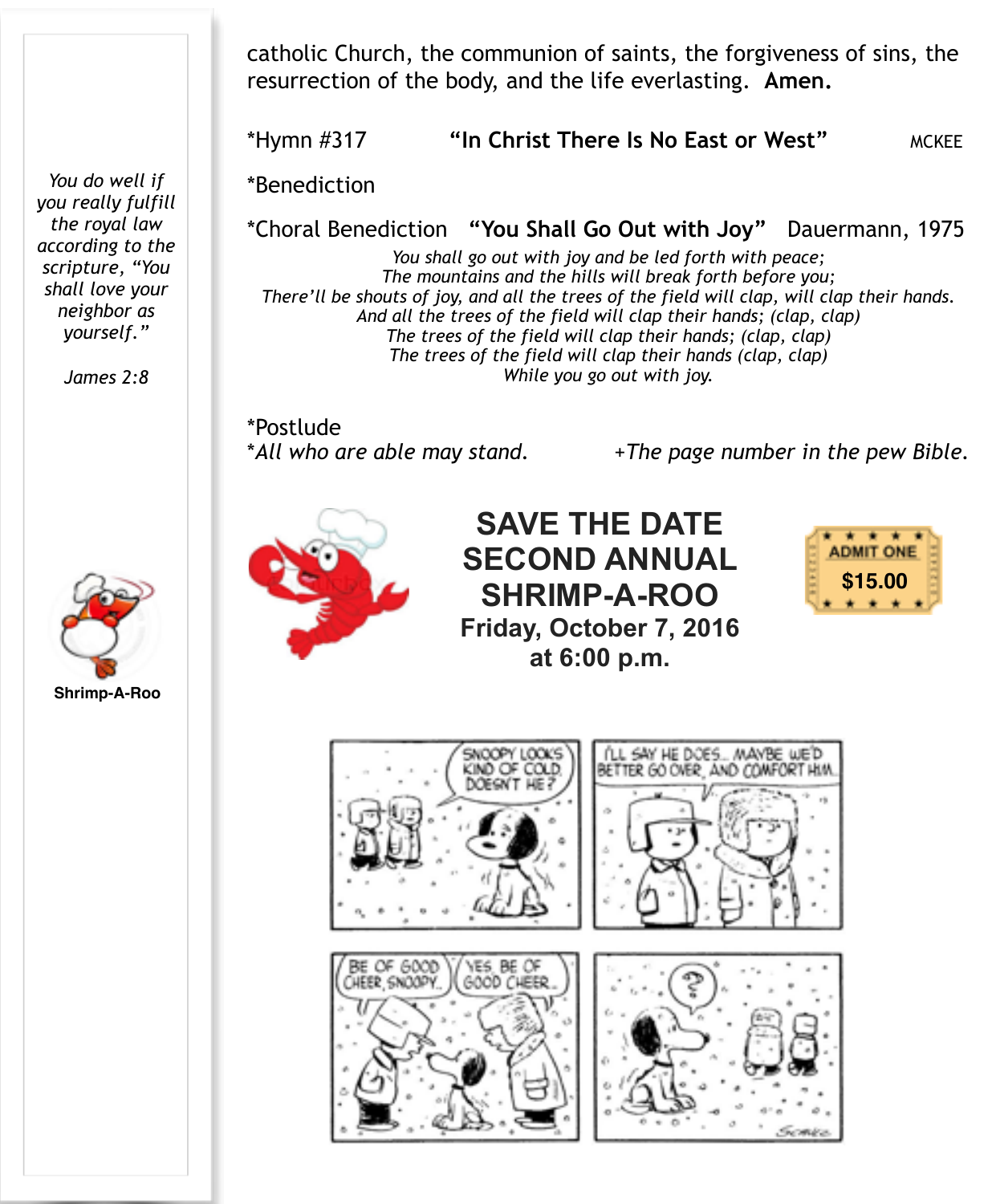catholic Church, the communion of saints, the forgiveness of sins, the resurrection of the body, and the life everlasting. **Amen.**

*Hymn #317 **"In Christ There Is No East or West"** MCKEE

*Benediction

*Choral Benediction **"You Shall Go Out with Joy"** Dauermann, 1975

*You shall go out with joy and be led forth with peace;*
*The mountains and the hills will break forth before you;*
*There'll be shouts of joy, and all the trees of the field will clap, will clap their hands.*
*And all the trees of the field will clap their hands; (clap, clap)*
*The trees of the field will clap their hands; (clap, clap)*
*The trees of the field will clap their hands (clap, clap)*
*While you go out with joy.*

*Postlude

*\*All who are able may stand.* *+The page number in the pew Bible.*

*You do well if you really fulfill the royal law according to the scripture, "You shall love your neighbor as yourself."*

*James 2:8*

**Shrimp-A-Roo**

## SAVE THE DATE
## SECOND ANNUAL
## SHRIMP-A-ROO

**Friday, October 7, 2016**
**at 6:00 p.m.**

ADMIT ONE
**$15.00**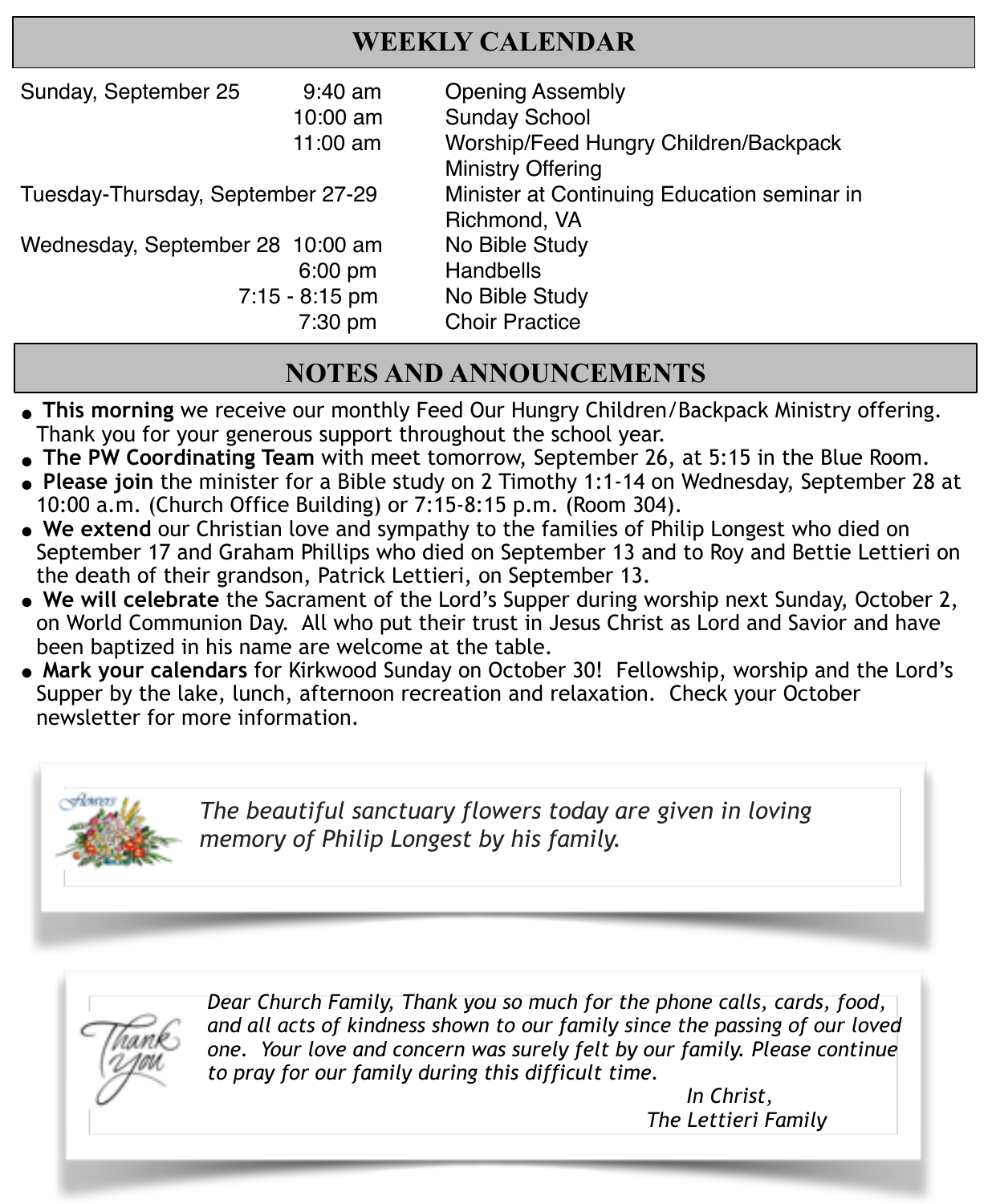## WEEKLY CALENDAR

| | | |
|---|---|---|
| Sunday, September 25 | 9:40 am | Opening Assembly |
| | 10:00 am | Sunday School |
| | 11:00 am | Worship/Feed Hungry Children/Backpack Ministry Offering |
| Tuesday-Thursday, September 27-29 | | Minister at Continuing Education seminar in Richmond, VA |
| Wednesday, September 28 | 10:00 am | No Bible Study |
| | 6:00 pm | Handbells |
| | 7:15 - 8:15 pm | No Bible Study |
| | 7:30 pm | Choir Practice |

## NOTES AND ANNOUNCEMENTS

- **This morning** we receive our monthly Feed Our Hungry Children/Backpack Ministry offering. Thank you for your generous support throughout the school year.
- **The PW Coordinating Team** with meet tomorrow, September 26, at 5:15 in the Blue Room.
- **Please join** the minister for a Bible study on 2 Timothy 1:1-14 on Wednesday, September 28 at 10:00 a.m. (Church Office Building) or 7:15-8:15 p.m. (Room 304).
- **We extend** our Christian love and sympathy to the families of Philip Longest who died on September 17 and Graham Phillips who died on September 13 and to Roy and Bettie Lettieri on the death of their grandson, Patrick Lettieri, on September 13.
- **We will celebrate** the Sacrament of the Lord's Supper during worship next Sunday, October 2, on World Communion Day. All who put their trust in Jesus Christ as Lord and Savior and have been baptized in his name are welcome at the table.
- **Mark your calendars** for Kirkwood Sunday on October 30! Fellowship, worship and the Lord's Supper by the lake, lunch, afternoon recreation and relaxation. Check your October newsletter for more information.

*The beautiful sanctuary flowers today are given in loving memory of Philip Longest by his family.*

*Dear Church Family, Thank you so much for the phone calls, cards, food, and all acts of kindness shown to our family since the passing of our loved one. Your love and concern was surely felt by our family. Please continue to pray for our family during this difficult time.*

*In Christ,*
*The Lettieri Family*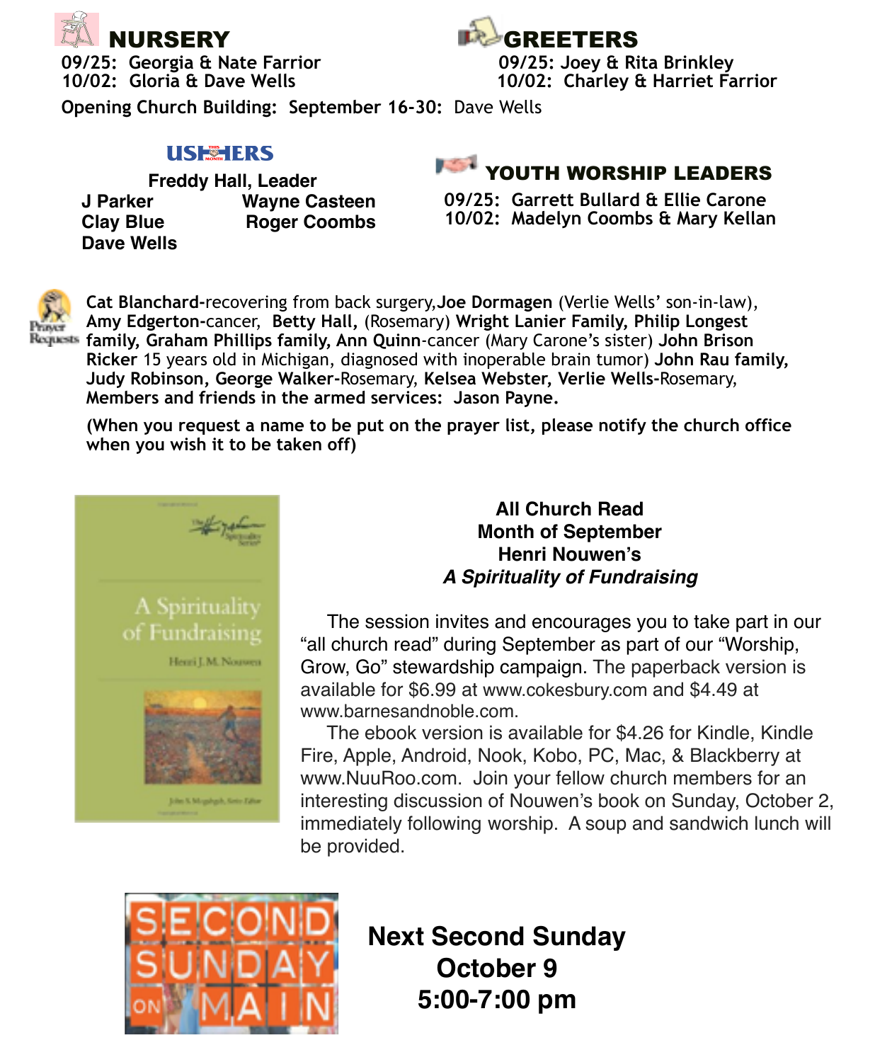## NURSERY

09/25: Georgia & Nate Farrior
10/02: Gloria & Dave Wells

## GREETERS

09/25: Joey & Rita Brinkley
10/02: Charley & Harriet Farrior

**Opening Church Building: September 16-30:** Dave Wells

## USHERS

**Freddy Hall, Leader**

**J Parker** **Wayne Casteen**
**Clay Blue** **Roger Coombs**
**Dave Wells**

## YOUTH WORSHIP LEADERS

09/25: Garrett Bullard & Ellie Carone
10/02: Madelyn Coombs & Mary Kellan

Prayer Requests

**Cat Blanchard-**recovering from back surgery,**Joe Dormagen** (Verlie Wells' son-in-law), **Amy Edgerton-**cancer, **Betty Hall,** (Rosemary) **Wright Lanier Family, Philip Longest family, Graham Phillips family, Ann Quinn**-cancer (Mary Carone's sister) **John Brison Ricker** 15 years old in Michigan, diagnosed with inoperable brain tumor) **John Rau family, Judy Robinson, George Walker-**Rosemary, **Kelsea Webster, Verlie Wells-**Rosemary, **Members and friends in the armed services: Jason Payne.**

**(When you request a name to be put on the prayer list, please notify the church office when you wish it to be taken off)**

**All Church Read**
**Month of September**
**Henri Nouwen's**
***A Spirituality of Fundraising***

The session invites and encourages you to take part in our "all church read" during September as part of our "Worship, Grow, Go" stewardship campaign. The paperback version is available for $6.99 at www.cokesbury.com and $4.49 at www.barnesandnoble.com.

The ebook version is available for $4.26 for Kindle, Kindle Fire, Apple, Android, Nook, Kobo, PC, Mac, & Blackberry at www.NuuRoo.com. Join your fellow church members for an interesting discussion of Nouwen's book on Sunday, October 2, immediately following worship. A soup and sandwich lunch will be provided.

**Next Second Sunday**
**October 9**
**5:00-7:00 pm**